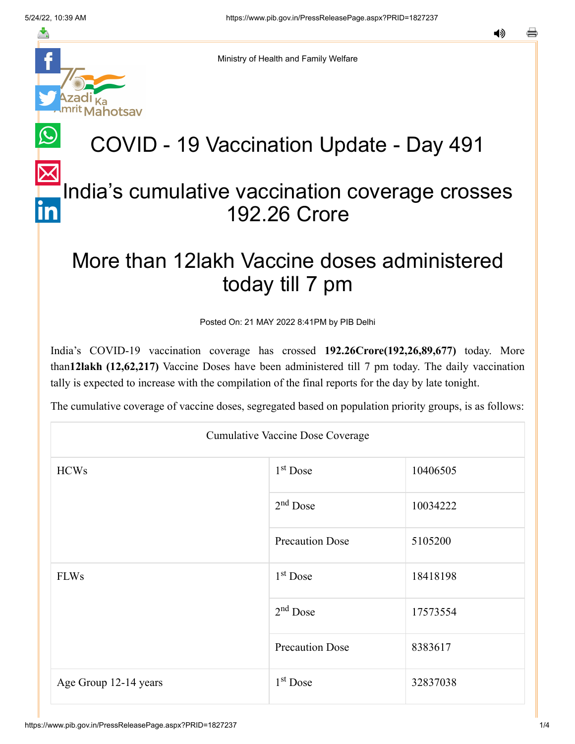Ministry of Health and Family Welfare

# COVID - 19 Vaccination Update - Day 491

## India's cumulative vaccination coverage crosses 192.26 Crore

## More than 12lakh Vaccine doses administered today till 7 pm

Posted On: 21 MAY 2022 8:41PM by PIB Delhi

India's COVID-19 vaccination coverage has crossed **192.26Crore(192,26,89,677)** today. More than**12lakh (12,62,217)** Vaccine Doses have been administered till 7 pm today. The daily vaccination tally is expected to increase with the compilation of the final reports for the day by late tonight.

The cumulative coverage of vaccine doses, segregated based on population priority groups, is as follows:

| Cumulative Vaccine Dose Coverage | | |
|---|---|---|
| HCWs | 1st Dose | 10406505 |
| | 2nd Dose | 10034222 |
| | Precaution Dose | 5105200 |
| FLWs | 1st Dose | 18418198 |
| | 2nd Dose | 17573554 |
| | Precaution Dose | 8383617 |
| Age Group 12-14 years | 1st Dose | 32837038 |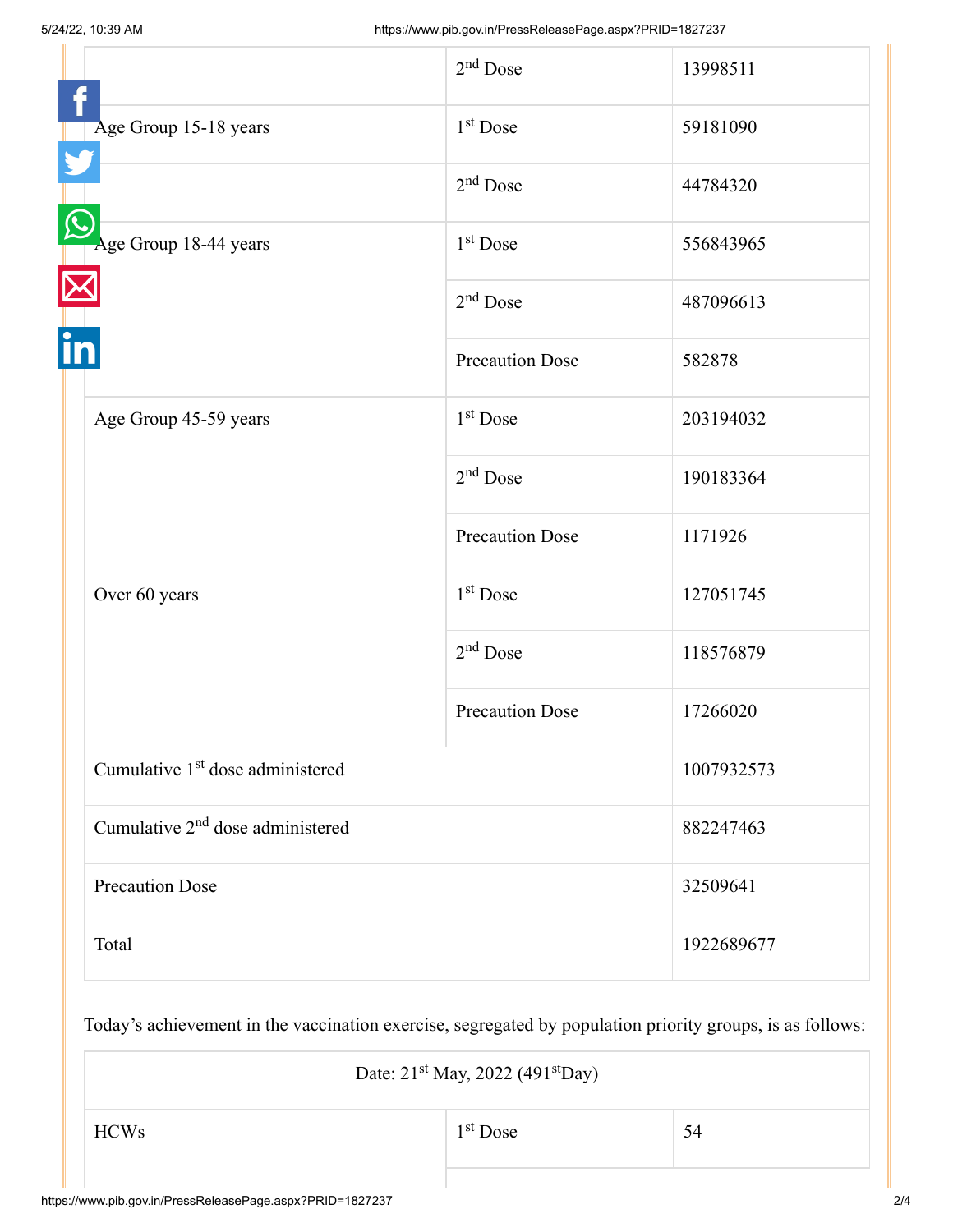| | | |
|---|---|---|
| | 2nd Dose | 13998511 |
| Age Group 15-18 years | 1st Dose | 59181090 |
| | 2nd Dose | 44784320 |
| Age Group 18-44 years | 1st Dose | 556843965 |
| | 2nd Dose | 487096613 |
| | Precaution Dose | 582878 |
| Age Group 45-59 years | 1st Dose | 203194032 |
| | 2nd Dose | 190183364 |
| | Precaution Dose | 1171926 |
| Over 60 years | 1st Dose | 127051745 |
| | 2nd Dose | 118576879 |
| | Precaution Dose | 17266020 |
| Cumulative 1st dose administered | | 1007932573 |
| Cumulative 2nd dose administered | | 882247463 |
| Precaution Dose | | 32509641 |
| Total | | 1922689677 |

Today's achievement in the vaccination exercise, segregated by population priority groups, is as follows:

| Date: 21st May, 2022 (491st Day) | | |
|---|---|---|
| HCWs | 1st Dose | 54 |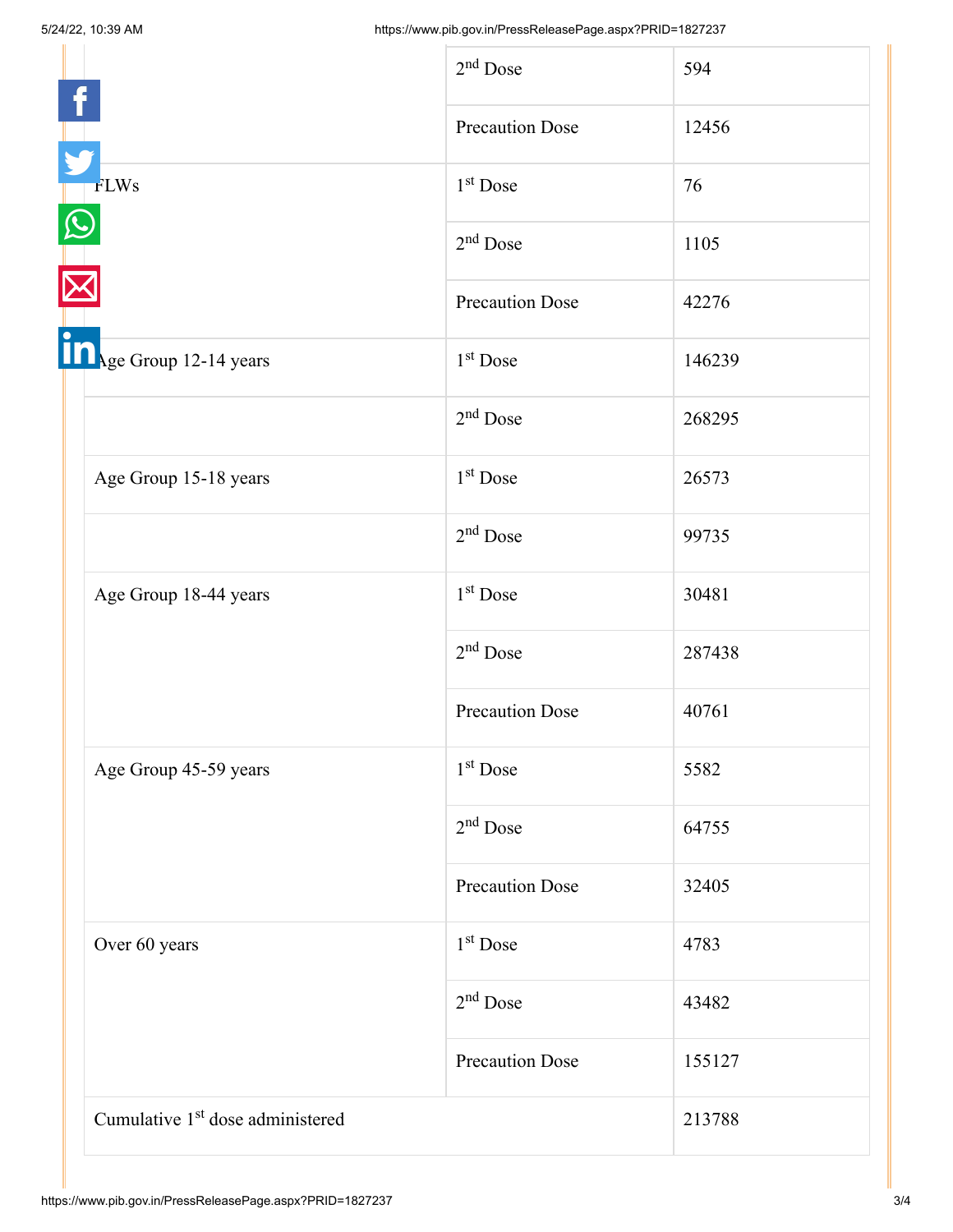| | | |
|---|---|---|
| | 2nd Dose | 594 |
| | Precaution Dose | 12456 |
| FLWs | 1st Dose | 76 |
| | 2nd Dose | 1105 |
| | Precaution Dose | 42276 |
| Age Group 12-14 years | 1st Dose | 146239 |
| | 2nd Dose | 268295 |
| Age Group 15-18 years | 1st Dose | 26573 |
| | 2nd Dose | 99735 |
| Age Group 18-44 years | 1st Dose | 30481 |
| | 2nd Dose | 287438 |
| | Precaution Dose | 40761 |
| Age Group 45-59 years | 1st Dose | 5582 |
| | 2nd Dose | 64755 |
| | Precaution Dose | 32405 |
| Over 60 years | 1st Dose | 4783 |
| | 2nd Dose | 43482 |
| | Precaution Dose | 155127 |
| Cumulative 1st dose administered | | 213788 |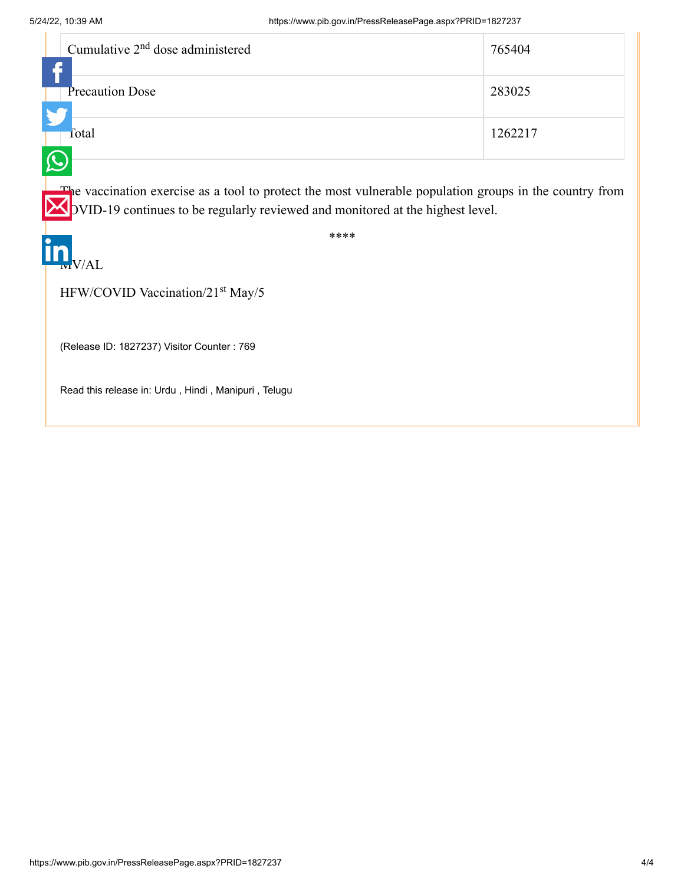| | |
|---|---|
| Cumulative 2nd dose administered | 765404 |
| Precaution Dose | 283025 |
| Total | 1262217 |

The vaccination exercise as a tool to protect the most vulnerable population groups in the country from COVID-19 continues to be regularly reviewed and monitored at the highest level.

****

MV/AL

HFW/COVID Vaccination/21st May/5

(Release ID: 1827237) Visitor Counter : 769

Read this release in: Urdu , Hindi , Manipuri , Telugu